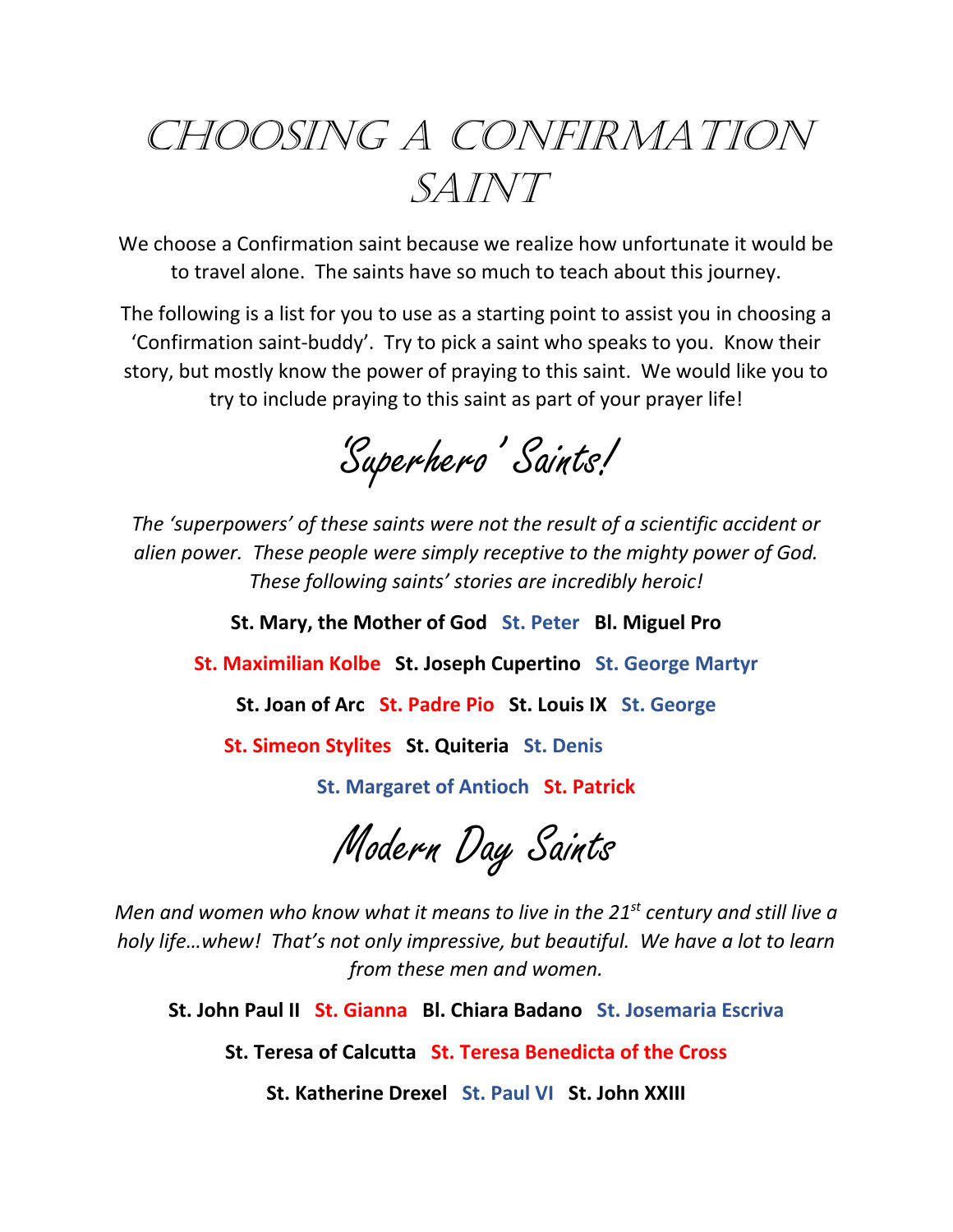# Choosing a Confirmation Saint

We choose a Confirmation saint because we realize how unfortunate it would be to travel alone. The saints have so much to teach about this journey.

The following is a list for you to use as a starting point to assist you in choosing a 'Confirmation saint-buddy'. Try to pick a saint who speaks to you. Know their story, but mostly know the power of praying to this saint. We would like you to try to include praying to this saint as part of your prayer life!

## 'Superhero' Saints!

*The 'superpowers' of these saints were not the result of a scientific accident or alien power. These people were simply receptive to the mighty power of God. These following saints' stories are incredibly heroic!*

**St. Mary, the Mother of God** **St. Peter** **Bl. Miguel Pro**

**St. Maximilian Kolbe** **St. Joseph Cupertino** **St. George Martyr**

**St. Joan of Arc** **St. Padre Pio** **St. Louis IX** **St. George**

**St. Simeon Stylites** **St. Quiteria** **St. Denis**

**St. Margaret of Antioch** **St. Patrick**

## Modern Day Saints

*Men and women who know what it means to live in the 21st century and still live a holy life…whew! That's not only impressive, but beautiful. We have a lot to learn from these men and women.*

**St. John Paul II** **St. Gianna** **Bl. Chiara Badano** **St. Josemaria Escriva**

**St. Teresa of Calcutta** **St. Teresa Benedicta of the Cross**

**St. Katherine Drexel** **St. Paul VI** **St. John XXIII**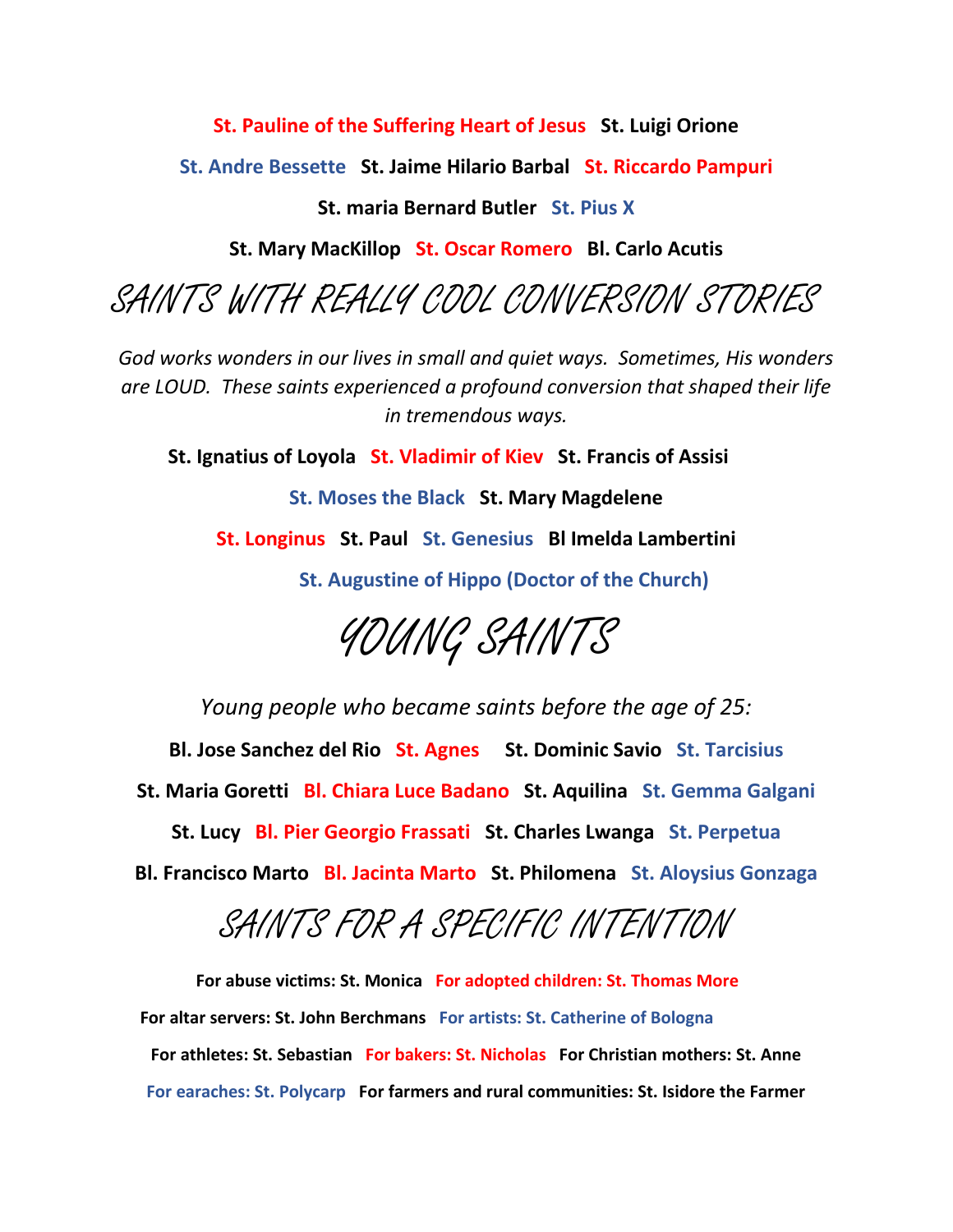**St. Pauline of the Suffering Heart of Jesus**   **St. Luigi Orione**

**St. Andre Bessette**   **St. Jaime Hilario Barbal**   **St. Riccardo Pampuri**

**St. maria Bernard Butler**   **St. Pius X**

**St. Mary MacKillop**   **St. Oscar Romero**   **Bl. Carlo Acutis**

# SAINTS WITH REALLY COOL CONVERSION STORIES

*God works wonders in our lives in small and quiet ways. Sometimes, His wonders are LOUD. These saints experienced a profound conversion that shaped their life in tremendous ways.*

**St. Ignatius of Loyola**   **St. Vladimir of Kiev**   **St. Francis of Assisi**

**St. Moses the Black**   **St. Mary Magdelene**

**St. Longinus**   **St. Paul**   **St. Genesius**   **Bl Imelda Lambertini**

**St. Augustine of Hippo (Doctor of the Church)**

# YOUNG SAINTS

*Young people who became saints before the age of 25:*

**Bl. Jose Sanchez del Rio**   **St. Agnes**   **St. Dominic Savio**   **St. Tarcisius**

**St. Maria Goretti**   **Bl. Chiara Luce Badano**   **St. Aquilina**   **St. Gemma Galgani**

**St. Lucy**   **Bl. Pier Georgio Frassati**   **St. Charles Lwanga**   **St. Perpetua**

**Bl. Francisco Marto**   **Bl. Jacinta Marto**   **St. Philomena**   **St. Aloysius Gonzaga**

# SAINTS FOR A SPECIFIC INTENTION

**For abuse victims: St. Monica**   **For adopted children: St. Thomas More**

**For altar servers: St. John Berchmans**   **For artists: St. Catherine of Bologna**

**For athletes: St. Sebastian**   **For bakers: St. Nicholas**   **For Christian mothers: St. Anne**

**For earaches: St. Polycarp**   **For farmers and rural communities: St. Isidore the Farmer**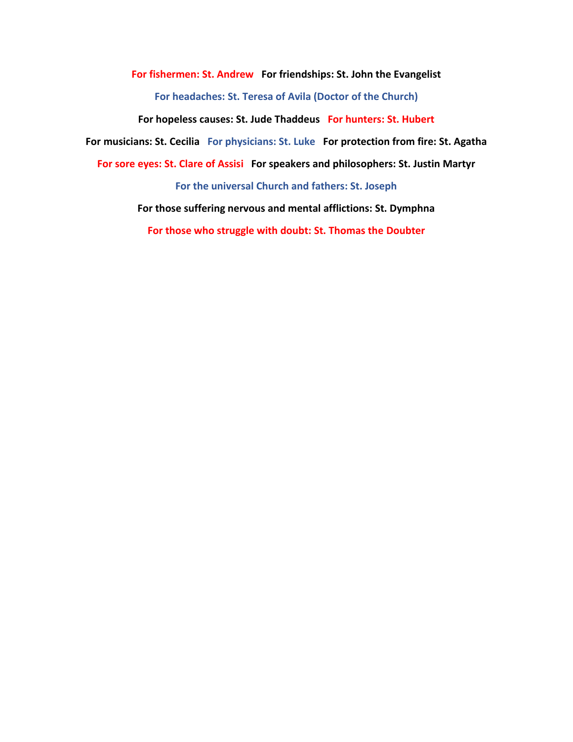**For fishermen: St. Andrew** **For friendships: St. John the Evangelist**

**For headaches: St. Teresa of Avila (Doctor of the Church)**

**For hopeless causes: St. Jude Thaddeus** **For hunters: St. Hubert**

**For musicians: St. Cecilia** **For physicians: St. Luke** **For protection from fire: St. Agatha**

**For sore eyes: St. Clare of Assisi** **For speakers and philosophers: St. Justin Martyr**

**For the universal Church and fathers: St. Joseph**

**For those suffering nervous and mental afflictions: St. Dymphna**

**For those who struggle with doubt: St. Thomas the Doubter**